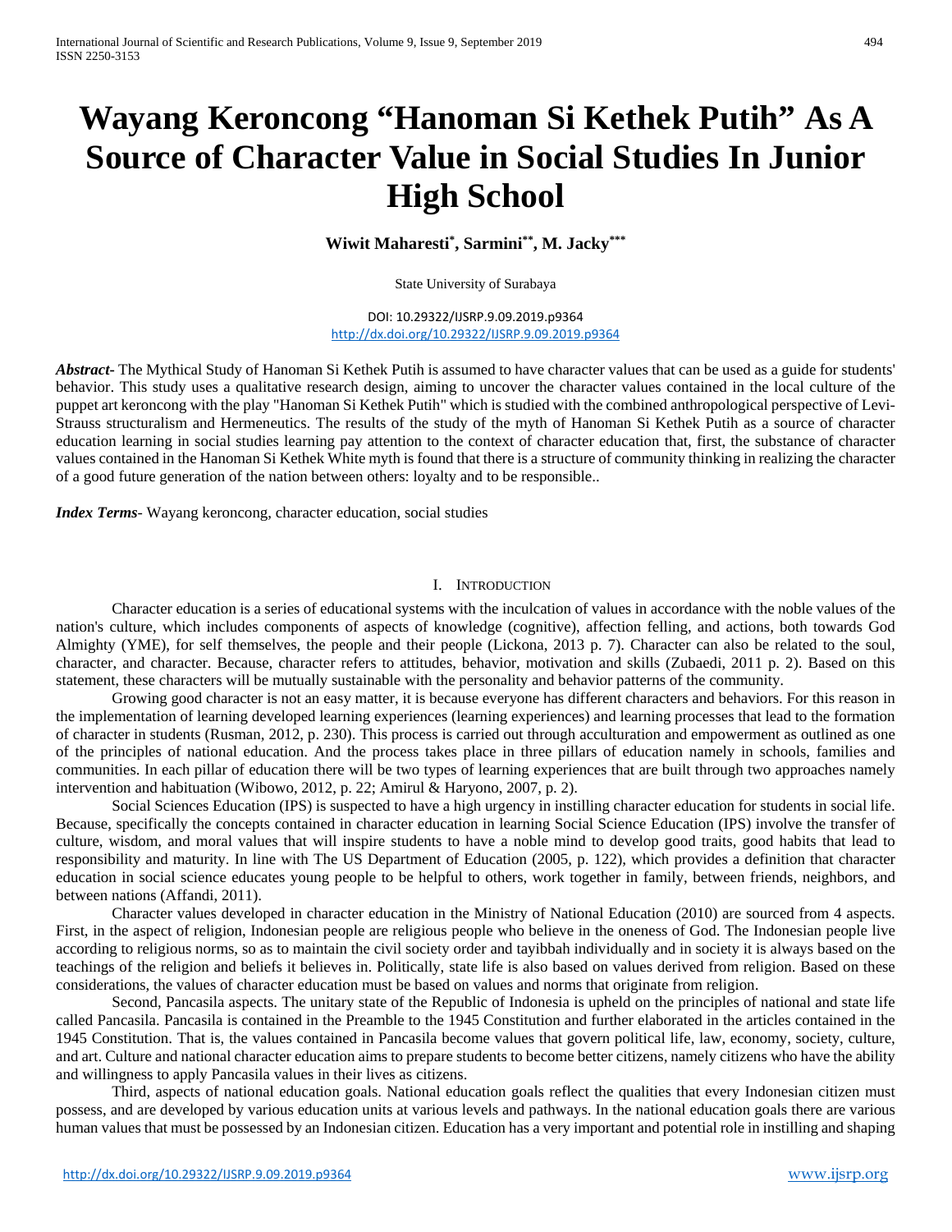# Wayang Keroncong "Hanoman Si Kethek Putih" As A Source of Character Value in Social Studies In Junior High School

**Wiwit Maharesti[*], Sarmini[**], M. Jacky[***]**

State University of Surabaya

DOI: 10.29322/IJSRP.9.09.2019.p9364
http://dx.doi.org/10.29322/IJSRP.9.09.2019.p9364

***Abstract-*** The Mythical Study of Hanoman Si Kethek Putih is assumed to have character values that can be used as a guide for students' behavior. This study uses a qualitative research design, aiming to uncover the character values contained in the local culture of the puppet art keroncong with the play "Hanoman Si Kethek Putih" which is studied with the combined anthropological perspective of Levi-Strauss structuralism and Hermeneutics. The results of the study of the myth of Hanoman Si Kethek Putih as a source of character education learning in social studies learning pay attention to the context of character education that, first, the substance of character values contained in the Hanoman Si Kethek White myth is found that there is a structure of community thinking in realizing the character of a good future generation of the nation between others: loyalty and to be responsible..

***Index Terms*-** Wayang keroncong, character education, social studies

## I. Introduction

Character education is a series of educational systems with the inculcation of values in accordance with the noble values of the nation's culture, which includes components of aspects of knowledge (cognitive), affection felling, and actions, both towards God Almighty (YME), for self themselves, the people and their people (Lickona, 2013 p. 7). Character can also be related to the soul, character, and character. Because, character refers to attitudes, behavior, motivation and skills (Zubaedi, 2011 p. 2). Based on this statement, these characters will be mutually sustainable with the personality and behavior patterns of the community.

Growing good character is not an easy matter, it is because everyone has different characters and behaviors. For this reason in the implementation of learning developed learning experiences (learning experiences) and learning processes that lead to the formation of character in students (Rusman, 2012, p. 230). This process is carried out through acculturation and empowerment as outlined as one of the principles of national education. And the process takes place in three pillars of education namely in schools, families and communities. In each pillar of education there will be two types of learning experiences that are built through two approaches namely intervention and habituation (Wibowo, 2012, p. 22; Amirul & Haryono, 2007, p. 2).

Social Sciences Education (IPS) is suspected to have a high urgency in instilling character education for students in social life. Because, specifically the concepts contained in character education in learning Social Science Education (IPS) involve the transfer of culture, wisdom, and moral values that will inspire students to have a noble mind to develop good traits, good habits that lead to responsibility and maturity. In line with The US Department of Education (2005, p. 122), which provides a definition that character education in social science educates young people to be helpful to others, work together in family, between friends, neighbors, and between nations (Affandi, 2011).

Character values developed in character education in the Ministry of National Education (2010) are sourced from 4 aspects. First, in the aspect of religion, Indonesian people are religious people who believe in the oneness of God. The Indonesian people live according to religious norms, so as to maintain the civil society order and tayibbah individually and in society it is always based on the teachings of the religion and beliefs it believes in. Politically, state life is also based on values derived from religion. Based on these considerations, the values of character education must be based on values and norms that originate from religion.

Second, Pancasila aspects. The unitary state of the Republic of Indonesia is upheld on the principles of national and state life called Pancasila. Pancasila is contained in the Preamble to the 1945 Constitution and further elaborated in the articles contained in the 1945 Constitution. That is, the values contained in Pancasila become values that govern political life, law, economy, society, culture, and art. Culture and national character education aims to prepare students to become better citizens, namely citizens who have the ability and willingness to apply Pancasila values in their lives as citizens.

Third, aspects of national education goals. National education goals reflect the qualities that every Indonesian citizen must possess, and are developed by various education units at various levels and pathways. In the national education goals there are various human values that must be possessed by an Indonesian citizen. Education has a very important and potential role in instilling and shaping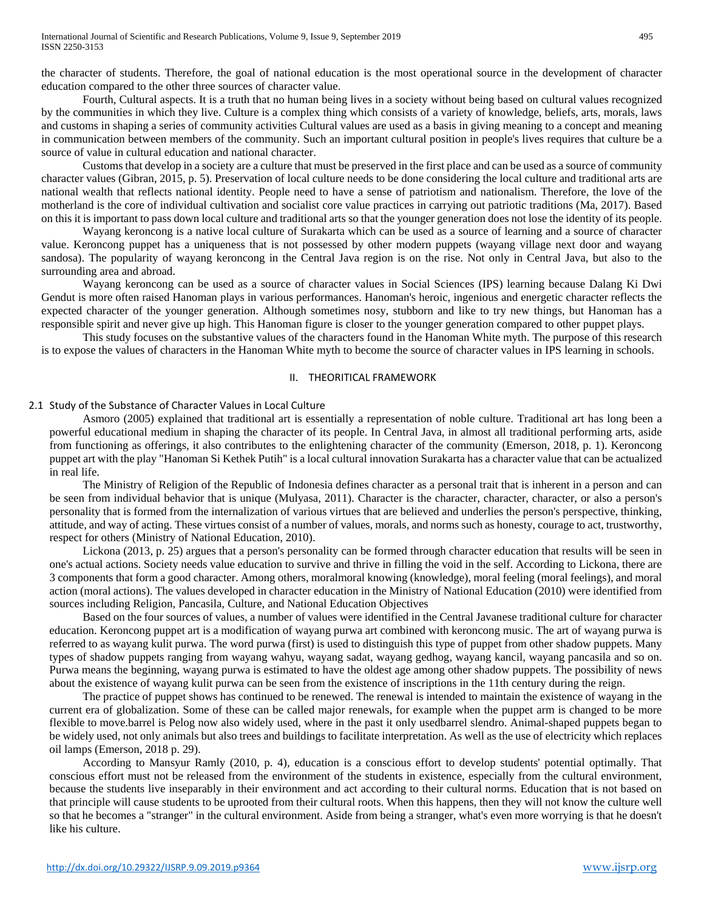the character of students. Therefore, the goal of national education is the most operational source in the development of character education compared to the other three sources of character value.

Fourth, Cultural aspects. It is a truth that no human being lives in a society without being based on cultural values recognized by the communities in which they live. Culture is a complex thing which consists of a variety of knowledge, beliefs, arts, morals, laws and customs in shaping a series of community activities Cultural values are used as a basis in giving meaning to a concept and meaning in communication between members of the community. Such an important cultural position in people's lives requires that culture be a source of value in cultural education and national character.

Customs that develop in a society are a culture that must be preserved in the first place and can be used as a source of community character values (Gibran, 2015, p. 5). Preservation of local culture needs to be done considering the local culture and traditional arts are national wealth that reflects national identity. People need to have a sense of patriotism and nationalism. Therefore, the love of the motherland is the core of individual cultivation and socialist core value practices in carrying out patriotic traditions (Ma, 2017). Based on this it is important to pass down local culture and traditional arts so that the younger generation does not lose the identity of its people.

Wayang keroncong is a native local culture of Surakarta which can be used as a source of learning and a source of character value. Keroncong puppet has a uniqueness that is not possessed by other modern puppets (wayang village next door and wayang sandosa). The popularity of wayang keroncong in the Central Java region is on the rise. Not only in Central Java, but also to the surrounding area and abroad.

Wayang keroncong can be used as a source of character values in Social Sciences (IPS) learning because Dalang Ki Dwi Gendut is more often raised Hanoman plays in various performances. Hanoman's heroic, ingenious and energetic character reflects the expected character of the younger generation. Although sometimes nosy, stubborn and like to try new things, but Hanoman has a responsible spirit and never give up high. This Hanoman figure is closer to the younger generation compared to other puppet plays.

This study focuses on the substantive values of the characters found in the Hanoman White myth. The purpose of this research is to expose the values of characters in the Hanoman White myth to become the source of character values in IPS learning in schools.

## II. THEORITICAL FRAMEWORK

### 2.1 Study of the Substance of Character Values in Local Culture

Asmoro (2005) explained that traditional art is essentially a representation of noble culture. Traditional art has long been a powerful educational medium in shaping the character of its people. In Central Java, in almost all traditional performing arts, aside from functioning as offerings, it also contributes to the enlightening character of the community (Emerson, 2018, p. 1). Keroncong puppet art with the play "Hanoman Si Kethek Putih" is a local cultural innovation Surakarta has a character value that can be actualized in real life.

The Ministry of Religion of the Republic of Indonesia defines character as a personal trait that is inherent in a person and can be seen from individual behavior that is unique (Mulyasa, 2011). Character is the character, character, character, or also a person's personality that is formed from the internalization of various virtues that are believed and underlies the person's perspective, thinking, attitude, and way of acting. These virtues consist of a number of values, morals, and norms such as honesty, courage to act, trustworthy, respect for others (Ministry of National Education, 2010).

Lickona (2013, p. 25) argues that a person's personality can be formed through character education that results will be seen in one's actual actions. Society needs value education to survive and thrive in filling the void in the self. According to Lickona, there are 3 components that form a good character. Among others, moralmoral knowing (knowledge), moral feeling (moral feelings), and moral action (moral actions). The values developed in character education in the Ministry of National Education (2010) were identified from sources including Religion, Pancasila, Culture, and National Education Objectives

Based on the four sources of values, a number of values were identified in the Central Javanese traditional culture for character education. Keroncong puppet art is a modification of wayang purwa art combined with keroncong music. The art of wayang purwa is referred to as wayang kulit purwa. The word purwa (first) is used to distinguish this type of puppet from other shadow puppets. Many types of shadow puppets ranging from wayang wahyu, wayang sadat, wayang gedhog, wayang kancil, wayang pancasila and so on. Purwa means the beginning, wayang purwa is estimated to have the oldest age among other shadow puppets. The possibility of news about the existence of wayang kulit purwa can be seen from the existence of inscriptions in the 11th century during the reign.

The practice of puppet shows has continued to be renewed. The renewal is intended to maintain the existence of wayang in the current era of globalization. Some of these can be called major renewals, for example when the puppet arm is changed to be more flexible to move.barrel is Pelog now also widely used, where in the past it only usedbarrel slendro. Animal-shaped puppets began to be widely used, not only animals but also trees and buildings to facilitate interpretation. As well as the use of electricity which replaces oil lamps (Emerson, 2018 p. 29).

According to Mansyur Ramly (2010, p. 4), education is a conscious effort to develop students' potential optimally. That conscious effort must not be released from the environment of the students in existence, especially from the cultural environment, because the students live inseparably in their environment and act according to their cultural norms. Education that is not based on that principle will cause students to be uprooted from their cultural roots. When this happens, then they will not know the culture well so that he becomes a "stranger" in the cultural environment. Aside from being a stranger, what's even more worrying is that he doesn't like his culture.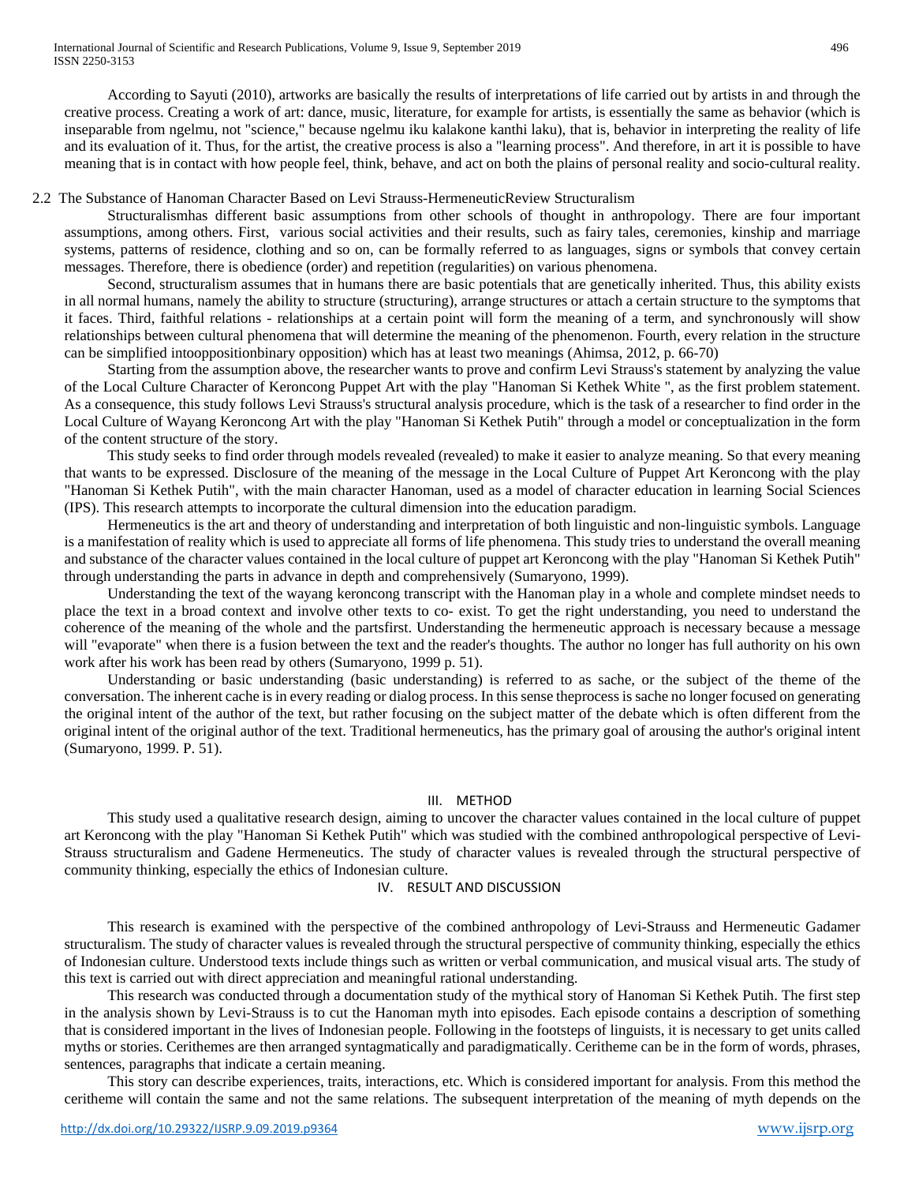According to Sayuti (2010), artworks are basically the results of interpretations of life carried out by artists in and through the creative process. Creating a work of art: dance, music, literature, for example for artists, is essentially the same as behavior (which is inseparable from ngelmu, not "science," because ngelmu iku kalakone kanthi laku), that is, behavior in interpreting the reality of life and its evaluation of it. Thus, for the artist, the creative process is also a "learning process". And therefore, in art it is possible to have meaning that is in contact with how people feel, think, behave, and act on both the plains of personal reality and socio-cultural reality.

## 2.2 The Substance of Hanoman Character Based on Levi Strauss-HermeneuticReview Structuralism

Structuralismhas different basic assumptions from other schools of thought in anthropology. There are four important assumptions, among others. First, various social activities and their results, such as fairy tales, ceremonies, kinship and marriage systems, patterns of residence, clothing and so on, can be formally referred to as languages, signs or symbols that convey certain messages. Therefore, there is obedience (order) and repetition (regularities) on various phenomena.

Second, structuralism assumes that in humans there are basic potentials that are genetically inherited. Thus, this ability exists in all normal humans, namely the ability to structure (structuring), arrange structures or attach a certain structure to the symptoms that it faces. Third, faithful relations - relationships at a certain point will form the meaning of a term, and synchronously will show relationships between cultural phenomena that will determine the meaning of the phenomenon. Fourth, every relation in the structure can be simplified intooppositionbinary opposition) which has at least two meanings (Ahimsa, 2012, p. 66-70)

Starting from the assumption above, the researcher wants to prove and confirm Levi Strauss's statement by analyzing the value of the Local Culture Character of Keroncong Puppet Art with the play "Hanoman Si Kethek White ", as the first problem statement. As a consequence, this study follows Levi Strauss's structural analysis procedure, which is the task of a researcher to find order in the Local Culture of Wayang Keroncong Art with the play "Hanoman Si Kethek Putih" through a model or conceptualization in the form of the content structure of the story.

This study seeks to find order through models revealed (revealed) to make it easier to analyze meaning. So that every meaning that wants to be expressed. Disclosure of the meaning of the message in the Local Culture of Puppet Art Keroncong with the play "Hanoman Si Kethek Putih", with the main character Hanoman, used as a model of character education in learning Social Sciences (IPS). This research attempts to incorporate the cultural dimension into the education paradigm.

Hermeneutics is the art and theory of understanding and interpretation of both linguistic and non-linguistic symbols. Language is a manifestation of reality which is used to appreciate all forms of life phenomena. This study tries to understand the overall meaning and substance of the character values contained in the local culture of puppet art Keroncong with the play "Hanoman Si Kethek Putih" through understanding the parts in advance in depth and comprehensively (Sumaryono, 1999).

Understanding the text of the wayang keroncong transcript with the Hanoman play in a whole and complete mindset needs to place the text in a broad context and involve other texts to co- exist. To get the right understanding, you need to understand the coherence of the meaning of the whole and the partsfirst. Understanding the hermeneutic approach is necessary because a message will "evaporate" when there is a fusion between the text and the reader's thoughts. The author no longer has full authority on his own work after his work has been read by others (Sumaryono, 1999 p. 51).

Understanding or basic understanding (basic understanding) is referred to as sache, or the subject of the theme of the conversation. The inherent cache is in every reading or dialog process. In this sense theprocess is sache no longer focused on generating the original intent of the author of the text, but rather focusing on the subject matter of the debate which is often different from the original intent of the original author of the text. Traditional hermeneutics, has the primary goal of arousing the author's original intent (Sumaryono, 1999. P. 51).

# III. METHOD

This study used a qualitative research design, aiming to uncover the character values contained in the local culture of puppet art Keroncong with the play "Hanoman Si Kethek Putih" which was studied with the combined anthropological perspective of Levi-Strauss structuralism and Gadene Hermeneutics. The study of character values is revealed through the structural perspective of community thinking, especially the ethics of Indonesian culture.

# IV. RESULT AND DISCUSSION

This research is examined with the perspective of the combined anthropology of Levi-Strauss and Hermeneutic Gadamer structuralism. The study of character values is revealed through the structural perspective of community thinking, especially the ethics of Indonesian culture. Understood texts include things such as written or verbal communication, and musical visual arts. The study of this text is carried out with direct appreciation and meaningful rational understanding.

This research was conducted through a documentation study of the mythical story of Hanoman Si Kethek Putih. The first step in the analysis shown by Levi-Strauss is to cut the Hanoman myth into episodes. Each episode contains a description of something that is considered important in the lives of Indonesian people. Following in the footsteps of linguists, it is necessary to get units called myths or stories. Cerithemes are then arranged syntagmatically and paradigmatically. Ceritheme can be in the form of words, phrases, sentences, paragraphs that indicate a certain meaning.

This story can describe experiences, traits, interactions, etc. Which is considered important for analysis. From this method the ceritheme will contain the same and not the same relations. The subsequent interpretation of the meaning of myth depends on the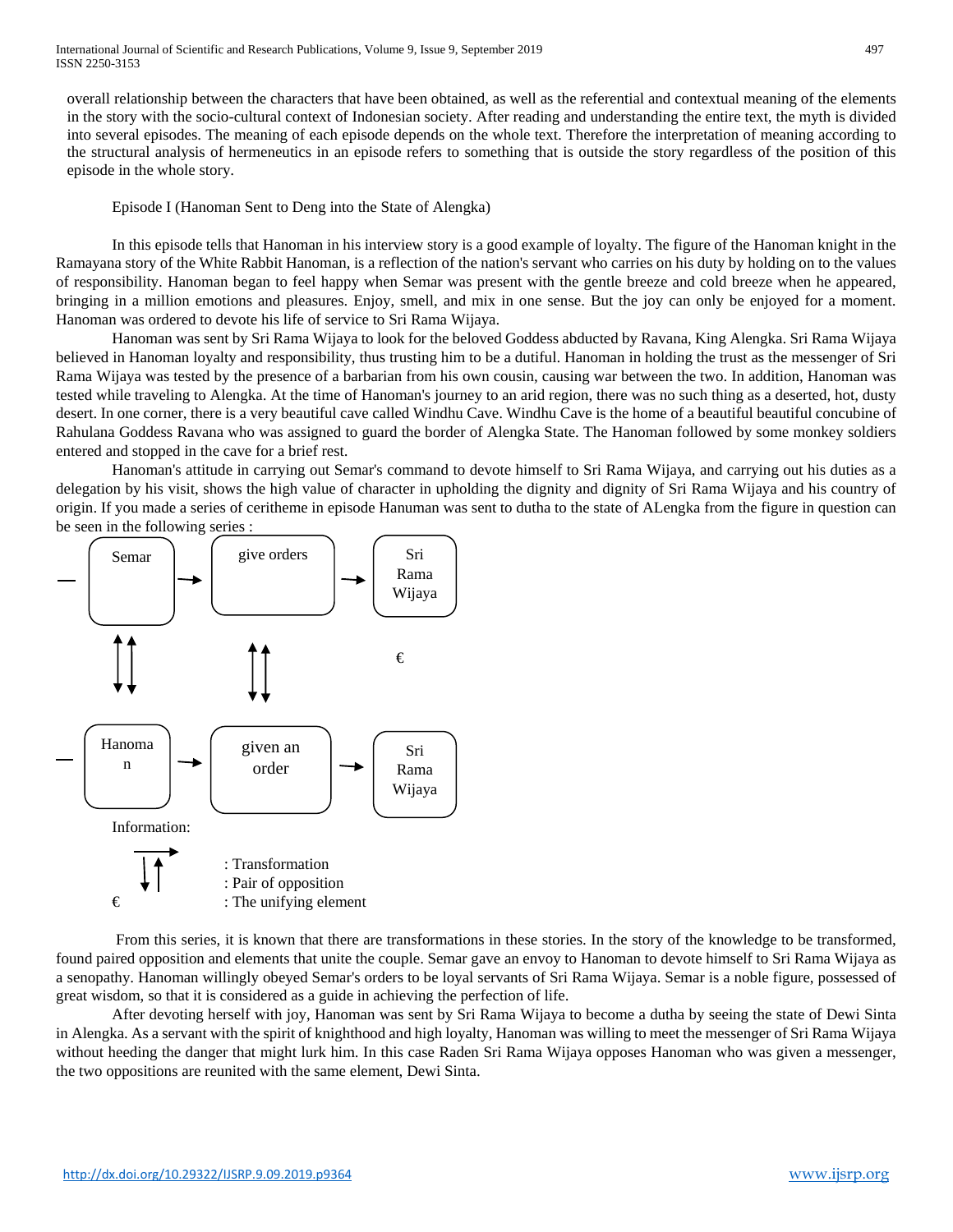overall relationship between the characters that have been obtained, as well as the referential and contextual meaning of the elements in the story with the socio-cultural context of Indonesian society. After reading and understanding the entire text, the myth is divided into several episodes. The meaning of each episode depends on the whole text. Therefore the interpretation of meaning according to the structural analysis of hermeneutics in an episode refers to something that is outside the story regardless of the position of this episode in the whole story.

Episode I (Hanoman Sent to Deng into the State of Alengka)

In this episode tells that Hanoman in his interview story is a good example of loyalty. The figure of the Hanoman knight in the Ramayana story of the White Rabbit Hanoman, is a reflection of the nation's servant who carries on his duty by holding on to the values of responsibility. Hanoman began to feel happy when Semar was present with the gentle breeze and cold breeze when he appeared, bringing in a million emotions and pleasures. Enjoy, smell, and mix in one sense. But the joy can only be enjoyed for a moment. Hanoman was ordered to devote his life of service to Sri Rama Wijaya.

Hanoman was sent by Sri Rama Wijaya to look for the beloved Goddess abducted by Ravana, King Alengka. Sri Rama Wijaya believed in Hanoman loyalty and responsibility, thus trusting him to be a dutiful. Hanoman in holding the trust as the messenger of Sri Rama Wijaya was tested by the presence of a barbarian from his own cousin, causing war between the two. In addition, Hanoman was tested while traveling to Alengka. At the time of Hanoman's journey to an arid region, there was no such thing as a deserted, hot, dusty desert. In one corner, there is a very beautiful cave called Windhu Cave. Windhu Cave is the home of a beautiful beautiful concubine of Rahulana Goddess Ravana who was assigned to guard the border of Alengka State. The Hanoman followed by some monkey soldiers entered and stopped in the cave for a brief rest.

Hanoman's attitude in carrying out Semar's command to devote himself to Sri Rama Wijaya, and carrying out his duties as a delegation by his visit, shows the high value of character in upholding the dignity and dignity of Sri Rama Wijaya and his country of origin. If you made a series of ceritheme in episode Hanuman was sent to dutha to the state of ALengka from the figure in question can be seen in the following series :

| | | | | |
|---|---|---|---|---|
| Semar | → | give orders | → | Sri Rama Wijaya |
| ↑↓ | | ↑↓ | | € |
| Hanoman | → | given an order | → | Sri Rama Wijaya |

Information:

→ : Transformation
↑↓ : Pair of opposition
€ : The unifying element

From this series, it is known that there are transformations in these stories. In the story of the knowledge to be transformed, found paired opposition and elements that unite the couple. Semar gave an envoy to Hanoman to devote himself to Sri Rama Wijaya as a senopathy. Hanoman willingly obeyed Semar's orders to be loyal servants of Sri Rama Wijaya. Semar is a noble figure, possessed of great wisdom, so that it is considered as a guide in achieving the perfection of life.

After devoting herself with joy, Hanoman was sent by Sri Rama Wijaya to become a dutha by seeing the state of Dewi Sinta in Alengka. As a servant with the spirit of knighthood and high loyalty, Hanoman was willing to meet the messenger of Sri Rama Wijaya without heeding the danger that might lurk him. In this case Raden Sri Rama Wijaya opposes Hanoman who was given a messenger, the two oppositions are reunited with the same element, Dewi Sinta.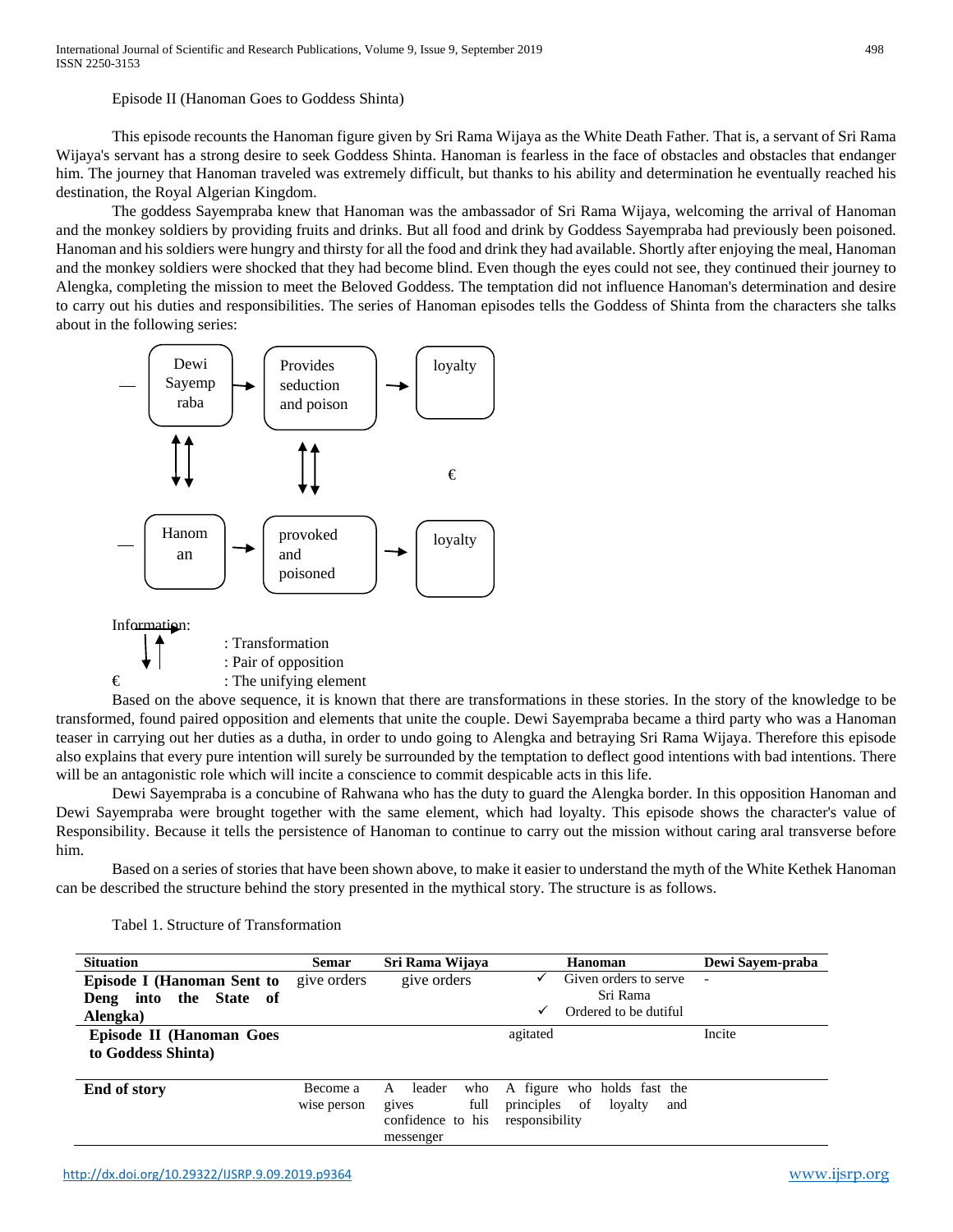Episode II (Hanoman Goes to Goddess Shinta)

This episode recounts the Hanoman figure given by Sri Rama Wijaya as the White Death Father. That is, a servant of Sri Rama Wijaya's servant has a strong desire to seek Goddess Shinta. Hanoman is fearless in the face of obstacles and obstacles that endanger him. The journey that Hanoman traveled was extremely difficult, but thanks to his ability and determination he eventually reached his destination, the Royal Algerian Kingdom.

The goddess Sayempraba knew that Hanoman was the ambassador of Sri Rama Wijaya, welcoming the arrival of Hanoman and the monkey soldiers by providing fruits and drinks. But all food and drink by Goddess Sayempraba had previously been poisoned. Hanoman and his soldiers were hungry and thirsty for all the food and drink they had available. Shortly after enjoying the meal, Hanoman and the monkey soldiers were shocked that they had become blind. Even though the eyes could not see, they continued their journey to Alengka, completing the mission to meet the Beloved Goddess. The temptation did not influence Hanoman's determination and desire to carry out his duties and responsibilities. The series of Hanoman episodes tells the Goddess of Shinta from the characters she talks about in the following series:

```
— [Dewi Sayempraba] → [Provides seduction and poison] → [loyalty]
        ↑↓                        ↑↓
                                                    €
— [Hanoman] → [provoked and poisoned] → [loyalty]
```

Information:

→ : Transformation
↓↑ : Pair of opposition
€ : The unifying element

Based on the above sequence, it is known that there are transformations in these stories. In the story of the knowledge to be transformed, found paired opposition and elements that unite the couple. Dewi Sayempraba became a third party who was a Hanoman teaser in carrying out her duties as a dutha, in order to undo going to Alengka and betraying Sri Rama Wijaya. Therefore this episode also explains that every pure intention will surely be surrounded by the temptation to deflect good intentions with bad intentions. There will be an antagonistic role which will incite a conscience to commit despicable acts in this life.

Dewi Sayempraba is a concubine of Rahwana who has the duty to guard the Alengka border. In this opposition Hanoman and Dewi Sayempraba were brought together with the same element, which had loyalty. This episode shows the character's value of Responsibility. Because it tells the persistence of Hanoman to continue to carry out the mission without caring aral transverse before him.

Based on a series of stories that have been shown above, to make it easier to understand the myth of the White Kethek Hanoman can be described the structure behind the story presented in the mythical story. The structure is as follows.

Tabel 1. Structure of Transformation

| Situation | Semar | Sri Rama Wijaya | Hanoman | Dewi Sayem-praba |
|---|---|---|---|---|
| **Episode I (Hanoman Sent to Deng into the State of Alengka)** | give orders | give orders | ✓ Given orders to serve Sri Rama<br>✓ Ordered to be dutiful | - |
| **Episode II (Hanoman Goes to Goddess Shinta)** | | | agitated | Incite |
| **End of story** | Become a wise person | A leader who gives full confidence to his messenger | A figure who holds fast the principles of loyalty and responsibility | |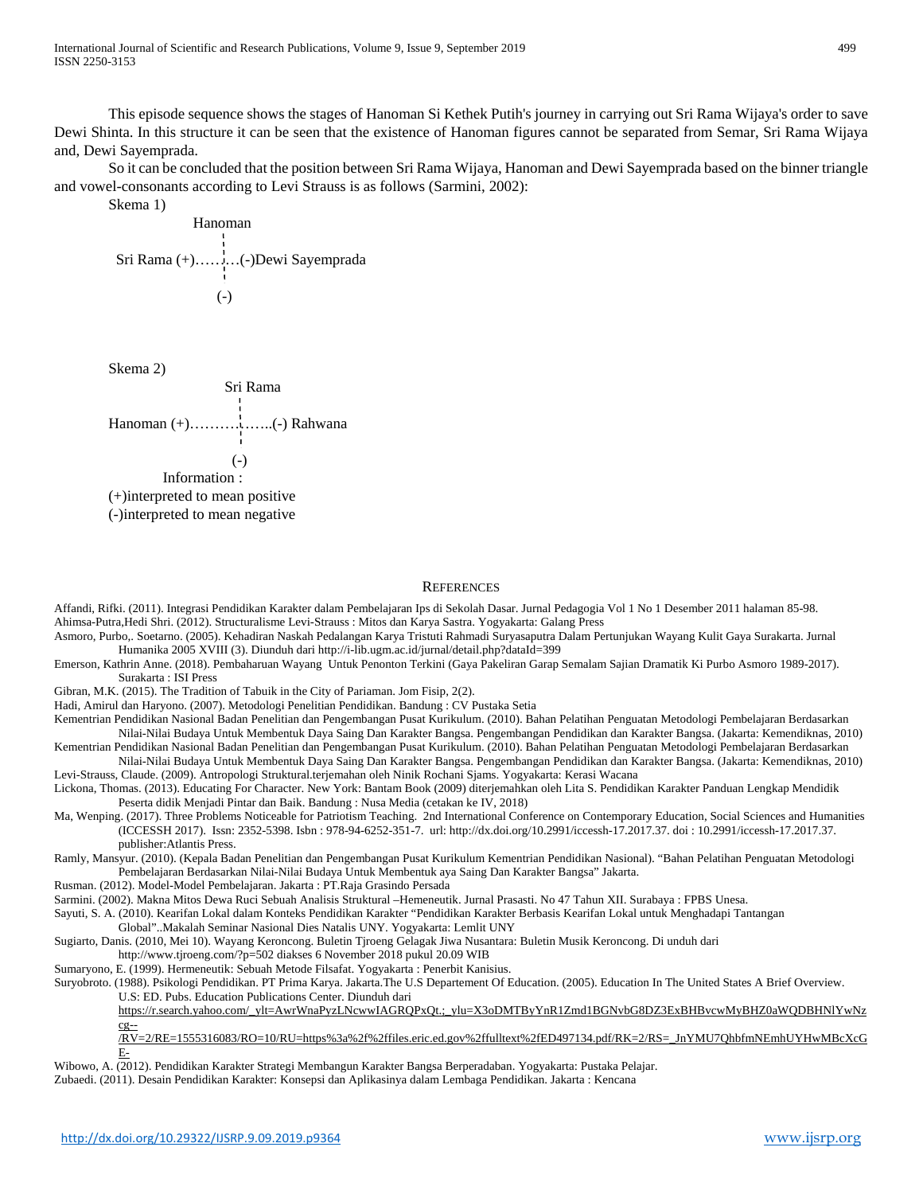This episode sequence shows the stages of Hanoman Si Kethek Putih's journey in carrying out Sri Rama Wijaya's order to save Dewi Shinta. In this structure it can be seen that the existence of Hanoman figures cannot be separated from Semar, Sri Rama Wijaya and, Dewi Sayemprada.

So it can be concluded that the position between Sri Rama Wijaya, Hanoman and Dewi Sayemprada based on the binner triangle and vowel-consonants according to Levi Strauss is as follows (Sarmini, 2002):

Skema 1)

```
              Hanoman
                 ¦
Sri Rama (+)……¦…(-)Dewi Sayemprada
                 ¦
                (-)
```

Skema 2)

```
                Sri Rama
                   ¦
Hanoman (+)………¦…..(-) Rahwana
                   ¦
                  (-)
```

Information :

(+)interpreted to mean positive

(-)interpreted to mean negative

## References

Affandi, Rifki. (2011). Integrasi Pendidikan Karakter dalam Pembelajaran Ips di Sekolah Dasar. Jurnal Pedagogia Vol 1 No 1 Desember 2011 halaman 85-98.

Ahimsa-Putra,Hedi Shri. (2012). Structuralisme Levi-Strauss : Mitos dan Karya Sastra. Yogyakarta: Galang Press

Asmoro, Purbo,. Soetarno. (2005). Kehadiran Naskah Pedalangan Karya Tristuti Rahmadi Suryasaputra Dalam Pertunjukan Wayang Kulit Gaya Surakarta. Jurnal Humanika 2005 XVIII (3). Diunduh dari http://i-lib.ugm.ac.id/jurnal/detail.php?dataId=399

Emerson, Kathrin Anne. (2018). Pembaharuan Wayang Untuk Penonton Terkini (Gaya Pakeliran Garap Semalam Sajian Dramatik Ki Purbo Asmoro 1989-2017). Surakarta : ISI Press

Gibran, M.K. (2015). The Tradition of Tabuik in the City of Pariaman. Jom Fisip, 2(2).

Hadi, Amirul dan Haryono. (2007). Metodologi Penelitian Pendidikan. Bandung : CV Pustaka Setia

Kementrian Pendidikan Nasional Badan Penelitian dan Pengembangan Pusat Kurikulum. (2010). Bahan Pelatihan Penguatan Metodologi Pembelajaran Berdasarkan Nilai-Nilai Budaya Untuk Membentuk Daya Saing Dan Karakter Bangsa. Pengembangan Pendidikan dan Karakter Bangsa. (Jakarta: Kemendiknas, 2010)

Kementrian Pendidikan Nasional Badan Penelitian dan Pengembangan Pusat Kurikulum. (2010). Bahan Pelatihan Penguatan Metodologi Pembelajaran Berdasarkan Nilai-Nilai Budaya Untuk Membentuk Daya Saing Dan Karakter Bangsa. Pengembangan Pendidikan dan Karakter Bangsa. (Jakarta: Kemendiknas, 2010)

Levi-Strauss, Claude. (2009). Antropologi Struktural.terjemahan oleh Ninik Rochani Sjams. Yogyakarta: Kerasi Wacana

Lickona, Thomas. (2013). Educating For Character. New York: Bantam Book (2009) diterjemahkan oleh Lita S. Pendidikan Karakter Panduan Lengkap Mendidik Peserta didik Menjadi Pintar dan Baik. Bandung : Nusa Media (cetakan ke IV, 2018)

Ma, Wenping. (2017). Three Problems Noticeable for Patriotism Teaching. 2nd International Conference on Contemporary Education, Social Sciences and Humanities (ICCESSH 2017). Issn: 2352-5398. Isbn : 978-94-6252-351-7. url: http://dx.doi.org/10.2991/iccessh-17.2017.37. doi : 10.2991/iccessh-17.2017.37. publisher:Atlantis Press.

Ramly, Mansyur. (2010). (Kepala Badan Penelitian dan Pengembangan Pusat Kurikulum Kementrian Pendidikan Nasional). "Bahan Pelatihan Penguatan Metodologi Pembelajaran Berdasarkan Nilai-Nilai Budaya Untuk Membentuk aya Saing Dan Karakter Bangsa" Jakarta.

Rusman. (2012). Model-Model Pembelajaran. Jakarta : PT.Raja Grasindo Persada

Sarmini. (2002). Makna Mitos Dewa Ruci Sebuah Analisis Struktural –Hemeneutik. Jurnal Prasasti. No 47 Tahun XII. Surabaya : FPBS Unesa.

Sayuti, S. A. (2010). Kearifan Lokal dalam Konteks Pendidikan Karakter "Pendidikan Karakter Berbasis Kearifan Lokal untuk Menghadapi Tantangan Global"..Makalah Seminar Nasional Dies Natalis UNY. Yogyakarta: Lemlit UNY

Sugiarto, Danis. (2010, Mei 10). Wayang Keroncong. Buletin Tjroeng Gelagak Jiwa Nusantara: Buletin Musik Keroncong. Di unduh dari http://www.tjroeng.com/?p=502 diakses 6 November 2018 pukul 20.09 WIB

Sumaryono, E. (1999). Hermeneutik: Sebuah Metode Filsafat. Yogyakarta : Penerbit Kanisius.

Suryobroto. (1988). Psikologi Pendidikan. PT Prima Karya. Jakarta.The U.S Departement Of Education. (2005). Education In The United States A Brief Overview. U.S: ED. Pubs. Education Publications Center. Diunduh dari https://r.search.yahoo.com/_ylt=AwrWnaPyzLNcwwIAGRQPxQt.;_ylu=X3oDMTByYnR1Zmd1BGNvbG8DZ3ExBHBvcwMyBHZ0aWQDBHNlYwNzcg--/RV=2/RE=1555316083/RO=10/RU=https%3a%2f%2ffiles.eric.ed.gov%2ffulltext%2fED497134.pdf/RK=2/RS=_JnYMU7QhbfmNEmhUYHwMBcXcGE-

Wibowo, A. (2012). Pendidikan Karakter Strategi Membangun Karakter Bangsa Berperadaban. Yogyakarta: Pustaka Pelajar.

Zubaedi. (2011). Desain Pendidikan Karakter: Konsepsi dan Aplikasinya dalam Lembaga Pendidikan. Jakarta : Kencana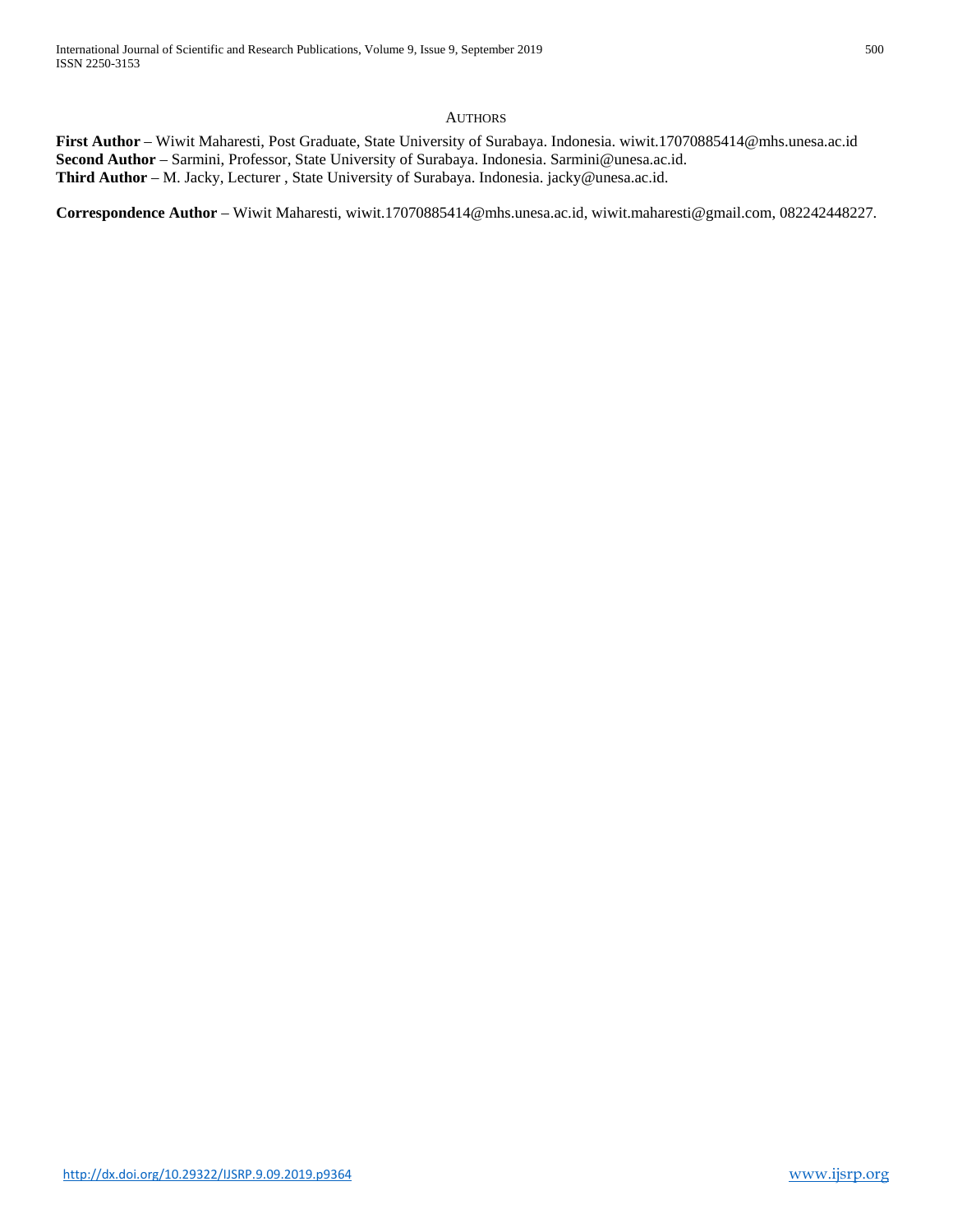## AUTHORS

**First Author** – Wiwit Maharesti, Post Graduate, State University of Surabaya. Indonesia. wiwit.17070885414@mhs.unesa.ac.id
**Second Author** – Sarmini, Professor, State University of Surabaya. Indonesia. Sarmini@unesa.ac.id.
**Third Author** – M. Jacky, Lecturer , State University of Surabaya. Indonesia. jacky@unesa.ac.id.

**Correspondence Author** – Wiwit Maharesti, wiwit.17070885414@mhs.unesa.ac.id, wiwit.maharesti@gmail.com, 082242448227.